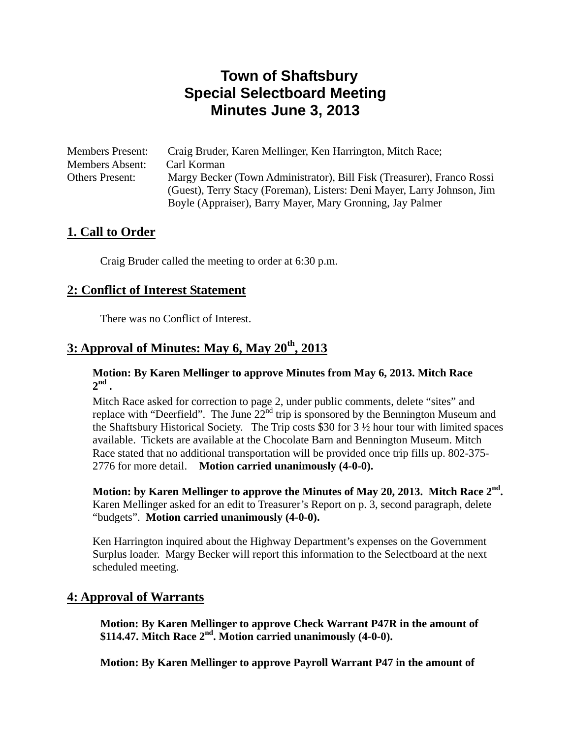# Town of Shaftsbury
# Special Selectboard Meeting
# Minutes June 3, 2013

Members Present: Craig Bruder, Karen Mellinger, Ken Harrington, Mitch Race;
Members Absent: Carl Korman
Others Present: Margy Becker (Town Administrator), Bill Fisk (Treasurer), Franco Rossi (Guest), Terry Stacy (Foreman), Listers: Deni Mayer, Larry Johnson, Jim Boyle (Appraiser), Barry Mayer, Mary Gronning, Jay Palmer

## 1. Call to Order

Craig Bruder called the meeting to order at 6:30 p.m.

## 2: Conflict of Interest Statement

There was no Conflict of Interest.

## 3: Approval of Minutes: May 6, May 20th, 2013

**Motion: By Karen Mellinger to approve Minutes from May 6, 2013. Mitch Race 2nd .**

Mitch Race asked for correction to page 2, under public comments, delete "sites" and replace with "Deerfield". The June 22nd trip is sponsored by the Bennington Museum and the Shaftsbury Historical Society. The Trip costs $30 for 3 ½ hour tour with limited spaces available. Tickets are available at the Chocolate Barn and Bennington Museum. Mitch Race stated that no additional transportation will be provided once trip fills up. 802-375-2776 for more detail. **Motion carried unanimously (4-0-0).**

**Motion: by Karen Mellinger to approve the Minutes of May 20, 2013. Mitch Race 2nd.** Karen Mellinger asked for an edit to Treasurer's Report on p. 3, second paragraph, delete "budgets". **Motion carried unanimously (4-0-0).**

Ken Harrington inquired about the Highway Department's expenses on the Government Surplus loader. Margy Becker will report this information to the Selectboard at the next scheduled meeting.

## 4: Approval of Warrants

**Motion: By Karen Mellinger to approve Check Warrant P47R in the amount of $114.47. Mitch Race 2nd. Motion carried unanimously (4-0-0).**

**Motion: By Karen Mellinger to approve Payroll Warrant P47 in the amount of**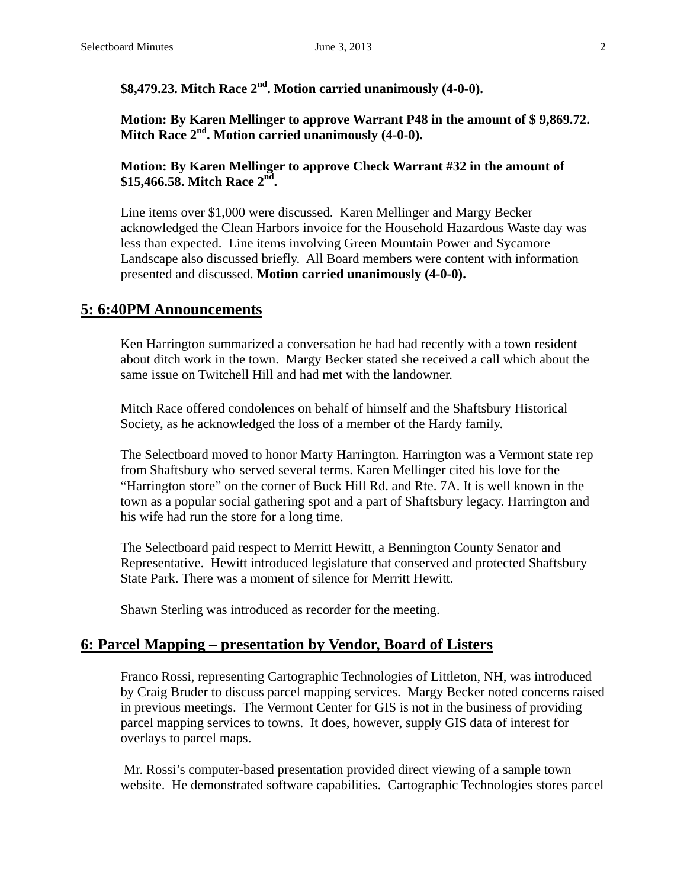**$8,479.23. Mitch Race 2nd. Motion carried unanimously (4-0-0).**

**Motion: By Karen Mellinger to approve Warrant P48 in the amount of $ 9,869.72. Mitch Race 2nd. Motion carried unanimously (4-0-0).**

**Motion: By Karen Mellinger to approve Check Warrant #32 in the amount of $15,466.58. Mitch Race 2nd.**

Line items over $1,000 were discussed. Karen Mellinger and Margy Becker acknowledged the Clean Harbors invoice for the Household Hazardous Waste day was less than expected. Line items involving Green Mountain Power and Sycamore Landscape also discussed briefly. All Board members were content with information presented and discussed. **Motion carried unanimously (4-0-0).**

## 5: 6:40PM Announcements

Ken Harrington summarized a conversation he had had recently with a town resident about ditch work in the town. Margy Becker stated she received a call which about the same issue on Twitchell Hill and had met with the landowner.

Mitch Race offered condolences on behalf of himself and the Shaftsbury Historical Society, as he acknowledged the loss of a member of the Hardy family.

The Selectboard moved to honor Marty Harrington. Harrington was a Vermont state rep from Shaftsbury who served several terms. Karen Mellinger cited his love for the "Harrington store" on the corner of Buck Hill Rd. and Rte. 7A. It is well known in the town as a popular social gathering spot and a part of Shaftsbury legacy. Harrington and his wife had run the store for a long time.

The Selectboard paid respect to Merritt Hewitt, a Bennington County Senator and Representative. Hewitt introduced legislature that conserved and protected Shaftsbury State Park. There was a moment of silence for Merritt Hewitt.

Shawn Sterling was introduced as recorder for the meeting.

## 6: Parcel Mapping – presentation by Vendor, Board of Listers

Franco Rossi, representing Cartographic Technologies of Littleton, NH, was introduced by Craig Bruder to discuss parcel mapping services. Margy Becker noted concerns raised in previous meetings. The Vermont Center for GIS is not in the business of providing parcel mapping services to towns. It does, however, supply GIS data of interest for overlays to parcel maps.

Mr. Rossi's computer-based presentation provided direct viewing of a sample town website. He demonstrated software capabilities. Cartographic Technologies stores parcel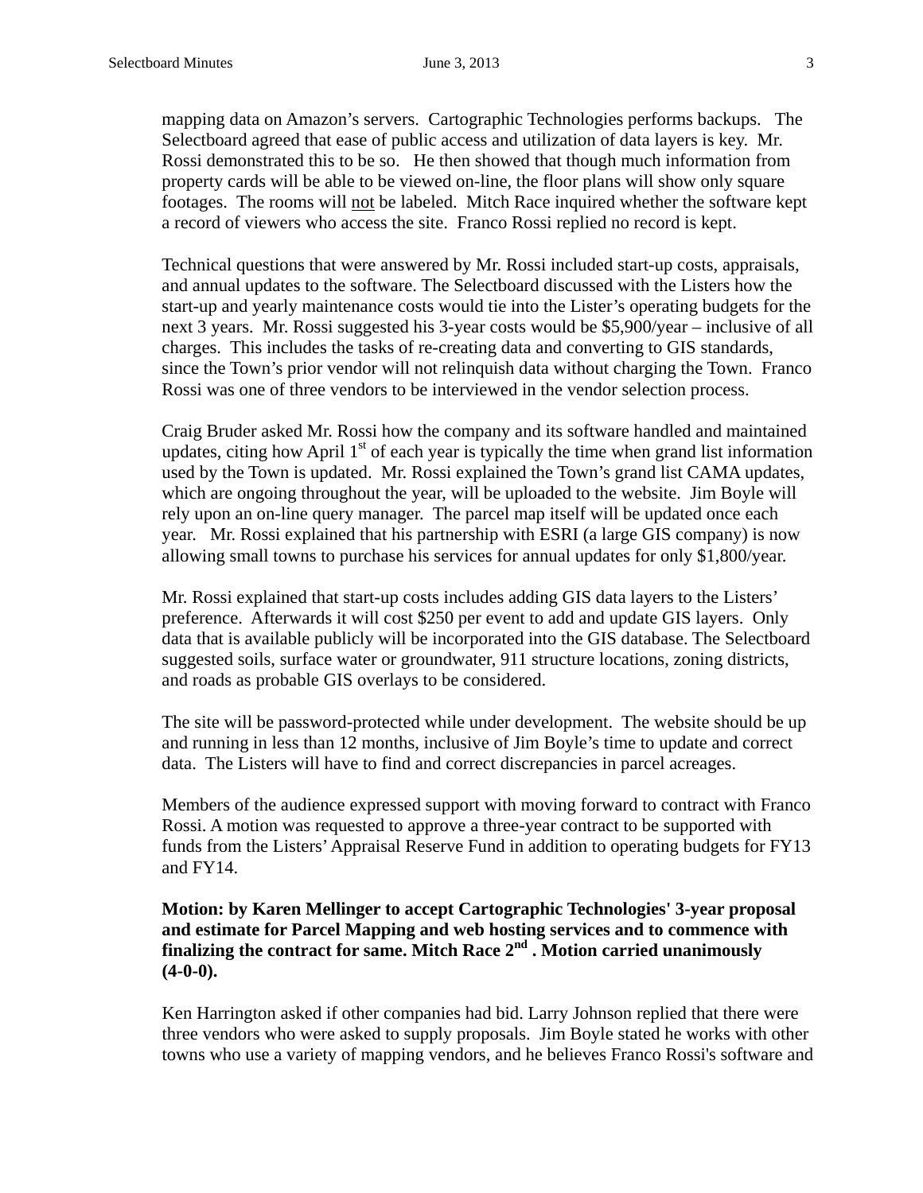mapping data on Amazon's servers. Cartographic Technologies performs backups. The Selectboard agreed that ease of public access and utilization of data layers is key. Mr. Rossi demonstrated this to be so. He then showed that though much information from property cards will be able to be viewed on-line, the floor plans will show only square footages. The rooms will <u>not</u> be labeled. Mitch Race inquired whether the software kept a record of viewers who access the site. Franco Rossi replied no record is kept.

Technical questions that were answered by Mr. Rossi included start-up costs, appraisals, and annual updates to the software. The Selectboard discussed with the Listers how the start-up and yearly maintenance costs would tie into the Lister's operating budgets for the next 3 years. Mr. Rossi suggested his 3-year costs would be $5,900/year – inclusive of all charges. This includes the tasks of re-creating data and converting to GIS standards, since the Town's prior vendor will not relinquish data without charging the Town. Franco Rossi was one of three vendors to be interviewed in the vendor selection process.

Craig Bruder asked Mr. Rossi how the company and its software handled and maintained updates, citing how April 1st of each year is typically the time when grand list information used by the Town is updated. Mr. Rossi explained the Town's grand list CAMA updates, which are ongoing throughout the year, will be uploaded to the website. Jim Boyle will rely upon an on-line query manager. The parcel map itself will be updated once each year. Mr. Rossi explained that his partnership with ESRI (a large GIS company) is now allowing small towns to purchase his services for annual updates for only $1,800/year.

Mr. Rossi explained that start-up costs includes adding GIS data layers to the Listers' preference. Afterwards it will cost $250 per event to add and update GIS layers. Only data that is available publicly will be incorporated into the GIS database. The Selectboard suggested soils, surface water or groundwater, 911 structure locations, zoning districts, and roads as probable GIS overlays to be considered.

The site will be password-protected while under development. The website should be up and running in less than 12 months, inclusive of Jim Boyle's time to update and correct data. The Listers will have to find and correct discrepancies in parcel acreages.

Members of the audience expressed support with moving forward to contract with Franco Rossi. A motion was requested to approve a three-year contract to be supported with funds from the Listers' Appraisal Reserve Fund in addition to operating budgets for FY13 and FY14.

**Motion: by Karen Mellinger to accept Cartographic Technologies' 3-year proposal and estimate for Parcel Mapping and web hosting services and to commence with finalizing the contract for same. Mitch Race 2nd . Motion carried unanimously (4-0-0).**

Ken Harrington asked if other companies had bid. Larry Johnson replied that there were three vendors who were asked to supply proposals. Jim Boyle stated he works with other towns who use a variety of mapping vendors, and he believes Franco Rossi's software and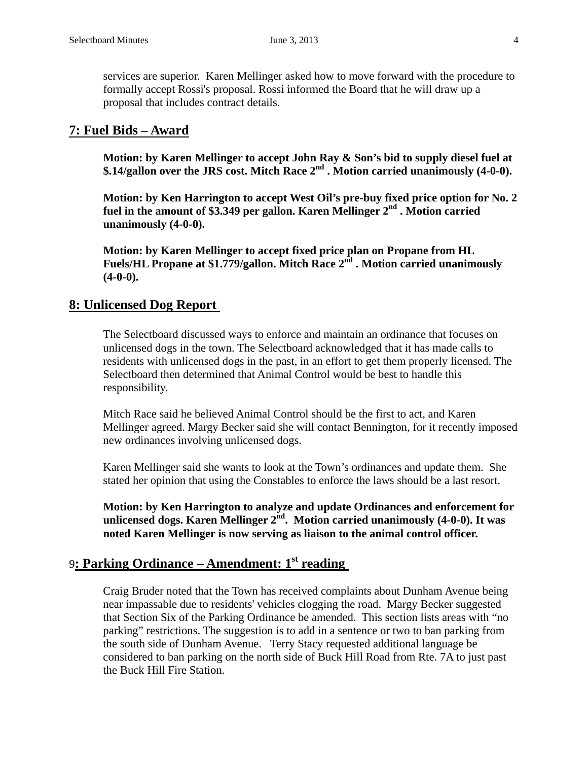services are superior. Karen Mellinger asked how to move forward with the procedure to formally accept Rossi's proposal. Rossi informed the Board that he will draw up a proposal that includes contract details.

## 7: Fuel Bids – Award

**Motion: by Karen Mellinger to accept John Ray & Son's bid to supply diesel fuel at $.14/gallon over the JRS cost. Mitch Race 2nd . Motion carried unanimously (4-0-0).**

**Motion: by Ken Harrington to accept West Oil's pre-buy fixed price option for No. 2 fuel in the amount of $3.349 per gallon. Karen Mellinger 2nd . Motion carried unanimously (4-0-0).**

**Motion: by Karen Mellinger to accept fixed price plan on Propane from HL Fuels/HL Propane at $1.779/gallon. Mitch Race 2nd . Motion carried unanimously (4-0-0).**

## 8: Unlicensed Dog Report

The Selectboard discussed ways to enforce and maintain an ordinance that focuses on unlicensed dogs in the town. The Selectboard acknowledged that it has made calls to residents with unlicensed dogs in the past, in an effort to get them properly licensed. The Selectboard then determined that Animal Control would be best to handle this responsibility.

Mitch Race said he believed Animal Control should be the first to act, and Karen Mellinger agreed. Margy Becker said she will contact Bennington, for it recently imposed new ordinances involving unlicensed dogs.

Karen Mellinger said she wants to look at the Town's ordinances and update them. She stated her opinion that using the Constables to enforce the laws should be a last resort.

**Motion: by Ken Harrington to analyze and update Ordinances and enforcement for unlicensed dogs. Karen Mellinger 2nd. Motion carried unanimously (4-0-0). It was noted Karen Mellinger is now serving as liaison to the animal control officer.**

## 9: Parking Ordinance – Amendment: 1st reading

Craig Bruder noted that the Town has received complaints about Dunham Avenue being near impassable due to residents' vehicles clogging the road. Margy Becker suggested that Section Six of the Parking Ordinance be amended. This section lists areas with "no parking" restrictions. The suggestion is to add in a sentence or two to ban parking from the south side of Dunham Avenue. Terry Stacy requested additional language be considered to ban parking on the north side of Buck Hill Road from Rte. 7A to just past the Buck Hill Fire Station.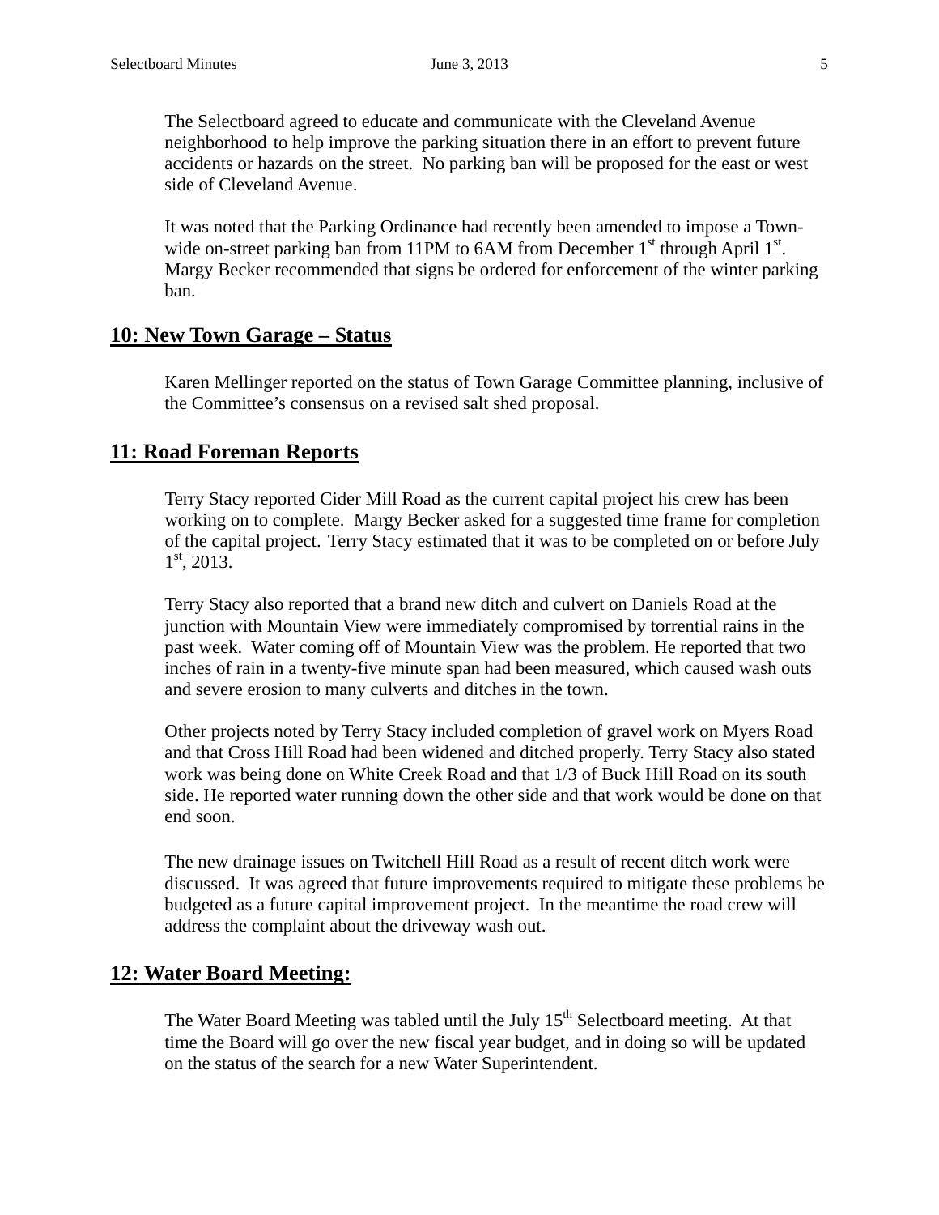The Selectboard agreed to educate and communicate with the Cleveland Avenue neighborhood to help improve the parking situation there in an effort to prevent future accidents or hazards on the street. No parking ban will be proposed for the east or west side of Cleveland Avenue.

It was noted that the Parking Ordinance had recently been amended to impose a Town-wide on-street parking ban from 11PM to 6AM from December 1st through April 1st. Margy Becker recommended that signs be ordered for enforcement of the winter parking ban.

## 10: New Town Garage – Status

Karen Mellinger reported on the status of Town Garage Committee planning, inclusive of the Committee's consensus on a revised salt shed proposal.

## 11: Road Foreman Reports

Terry Stacy reported Cider Mill Road as the current capital project his crew has been working on to complete. Margy Becker asked for a suggested time frame for completion of the capital project. Terry Stacy estimated that it was to be completed on or before July 1st, 2013.

Terry Stacy also reported that a brand new ditch and culvert on Daniels Road at the junction with Mountain View were immediately compromised by torrential rains in the past week. Water coming off of Mountain View was the problem. He reported that two inches of rain in a twenty-five minute span had been measured, which caused wash outs and severe erosion to many culverts and ditches in the town.

Other projects noted by Terry Stacy included completion of gravel work on Myers Road and that Cross Hill Road had been widened and ditched properly. Terry Stacy also stated work was being done on White Creek Road and that 1/3 of Buck Hill Road on its south side. He reported water running down the other side and that work would be done on that end soon.

The new drainage issues on Twitchell Hill Road as a result of recent ditch work were discussed. It was agreed that future improvements required to mitigate these problems be budgeted as a future capital improvement project. In the meantime the road crew will address the complaint about the driveway wash out.

## 12: Water Board Meeting:

The Water Board Meeting was tabled until the July 15th Selectboard meeting. At that time the Board will go over the new fiscal year budget, and in doing so will be updated on the status of the search for a new Water Superintendent.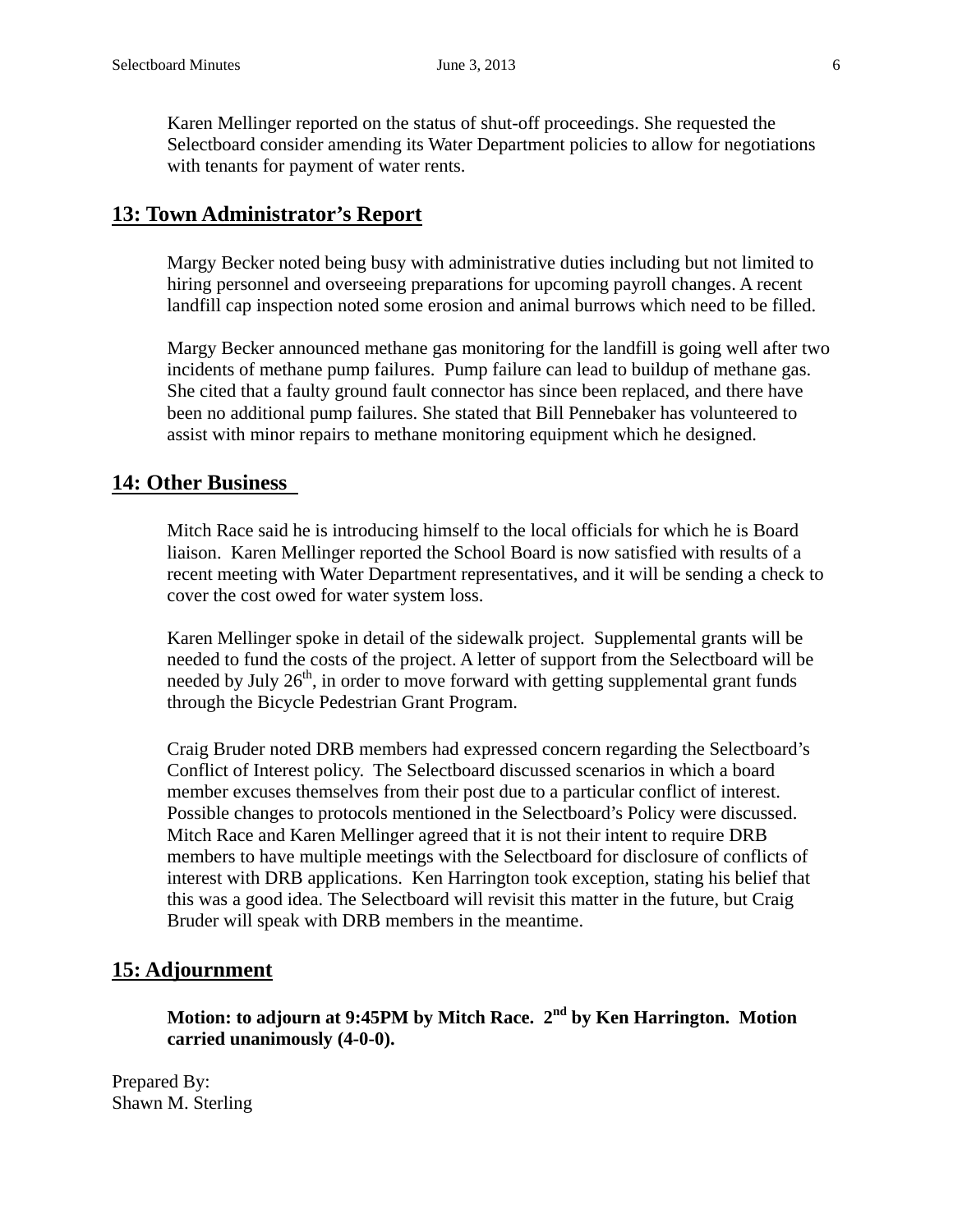Karen Mellinger reported on the status of shut-off proceedings. She requested the Selectboard consider amending its Water Department policies to allow for negotiations with tenants for payment of water rents.

## 13: Town Administrator's Report

Margy Becker noted being busy with administrative duties including but not limited to hiring personnel and overseeing preparations for upcoming payroll changes. A recent landfill cap inspection noted some erosion and animal burrows which need to be filled.

Margy Becker announced methane gas monitoring for the landfill is going well after two incidents of methane pump failures. Pump failure can lead to buildup of methane gas. She cited that a faulty ground fault connector has since been replaced, and there have been no additional pump failures. She stated that Bill Pennebaker has volunteered to assist with minor repairs to methane monitoring equipment which he designed.

## 14: Other Business

Mitch Race said he is introducing himself to the local officials for which he is Board liaison. Karen Mellinger reported the School Board is now satisfied with results of a recent meeting with Water Department representatives, and it will be sending a check to cover the cost owed for water system loss.

Karen Mellinger spoke in detail of the sidewalk project. Supplemental grants will be needed to fund the costs of the project. A letter of support from the Selectboard will be needed by July 26th, in order to move forward with getting supplemental grant funds through the Bicycle Pedestrian Grant Program.

Craig Bruder noted DRB members had expressed concern regarding the Selectboard's Conflict of Interest policy. The Selectboard discussed scenarios in which a board member excuses themselves from their post due to a particular conflict of interest. Possible changes to protocols mentioned in the Selectboard's Policy were discussed. Mitch Race and Karen Mellinger agreed that it is not their intent to require DRB members to have multiple meetings with the Selectboard for disclosure of conflicts of interest with DRB applications. Ken Harrington took exception, stating his belief that this was a good idea. The Selectboard will revisit this matter in the future, but Craig Bruder will speak with DRB members in the meantime.

## 15: Adjournment

**Motion: to adjourn at 9:45PM by Mitch Race. 2nd by Ken Harrington. Motion carried unanimously (4-0-0).**

Prepared By:
Shawn M. Sterling